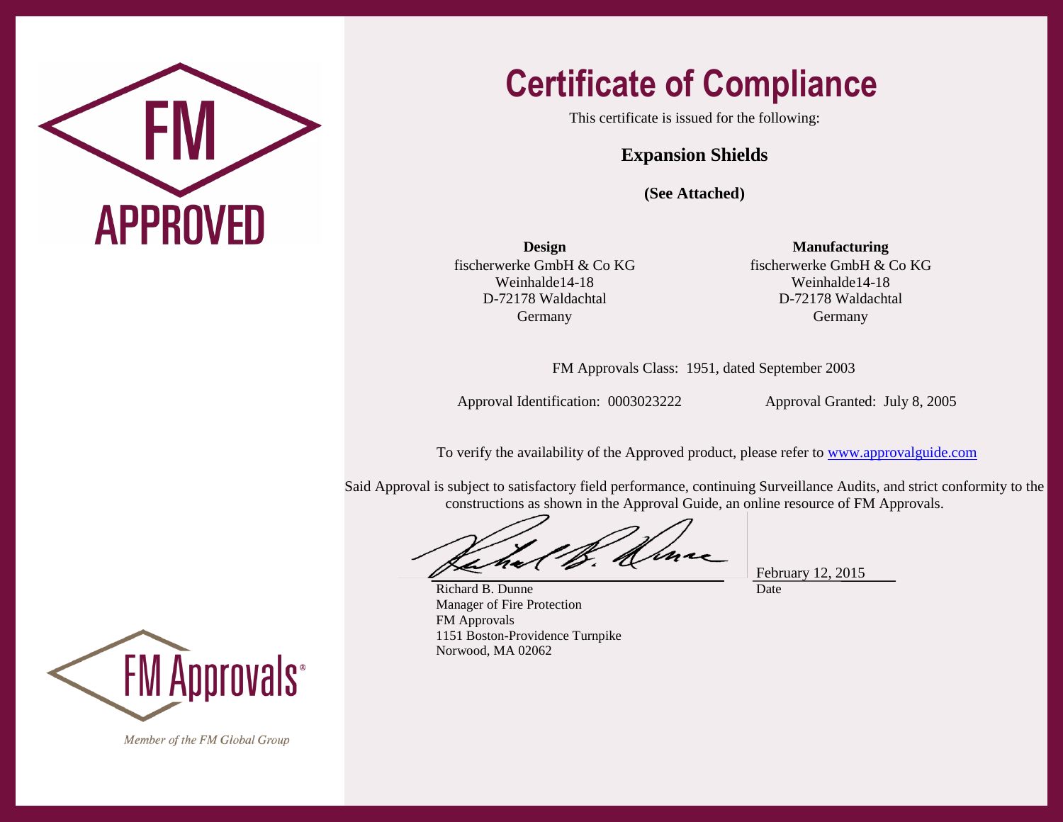FM APPROVED

# Certificate of Compliance

This certificate is issued for the following:

**Expansion Shields**

**(See Attached)**

**Design**
fischerwerke GmbH & Co KG
Weinhalde14-18
D-72178 Waldachtal
Germany

**Manufacturing**
fischerwerke GmbH & Co KG
Weinhalde14-18
D-72178 Waldachtal
Germany

FM Approvals Class: 1951, dated September 2003

Approval Identification: 0003023222

Approval Granted: July 8, 2005

To verify the availability of the Approved product, please refer to [www.approvalguide.com](http://www.approvalguide.com)

Said Approval is subject to satisfactory field performance, continuing Surveillance Audits, and strict conformity to the constructions as shown in the Approval Guide, an online resource of FM Approvals.

Richard B. Dunne
Manager of Fire Protection
FM Approvals
1151 Boston-Providence Turnpike
Norwood, MA 02062

February 12, 2015
Date

FM Approvals®

*Member of the FM Global Group*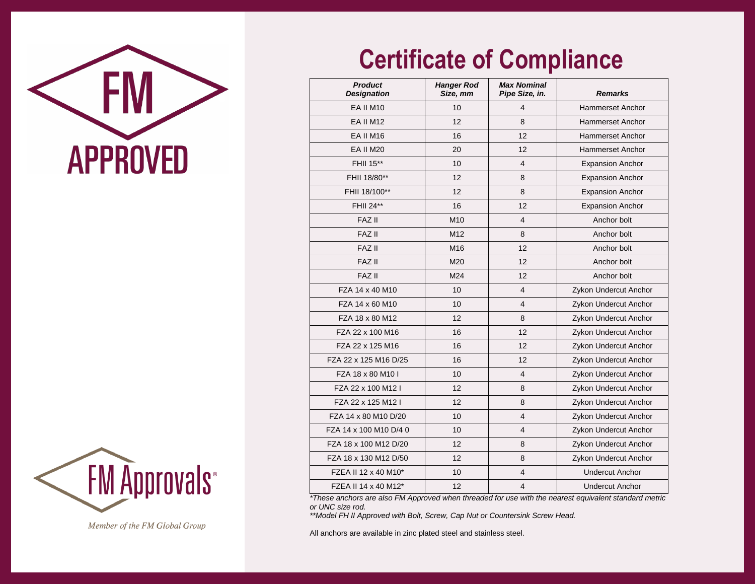FM APPROVED

FM Approvals®

Member of the FM Global Group

# Certificate of Compliance

| *Product Designation* | *Hanger Rod Size, mm* | *Max Nominal Pipe Size, in.* | *Remarks* |
|---|---|---|---|
| EA II M10 | 10 | 4 | Hammerset Anchor |
| EA II M12 | 12 | 8 | Hammerset Anchor |
| EA II M16 | 16 | 12 | Hammerset Anchor |
| EA II M20 | 20 | 12 | Hammerset Anchor |
| FHII 15** | 10 | 4 | Expansion Anchor |
| FHII 18/80** | 12 | 8 | Expansion Anchor |
| FHII 18/100** | 12 | 8 | Expansion Anchor |
| FHII 24** | 16 | 12 | Expansion Anchor |
| FAZ II | M10 | 4 | Anchor bolt |
| FAZ II | M12 | 8 | Anchor bolt |
| FAZ II | M16 | 12 | Anchor bolt |
| FAZ II | M20 | 12 | Anchor bolt |
| FAZ II | M24 | 12 | Anchor bolt |
| FZA 14 x 40 M10 | 10 | 4 | Zykon Undercut Anchor |
| FZA 14 x 60 M10 | 10 | 4 | Zykon Undercut Anchor |
| FZA 18 x 80 M12 | 12 | 8 | Zykon Undercut Anchor |
| FZA 22 x 100 M16 | 16 | 12 | Zykon Undercut Anchor |
| FZA 22 x 125 M16 | 16 | 12 | Zykon Undercut Anchor |
| FZA 22 x 125 M16 D/25 | 16 | 12 | Zykon Undercut Anchor |
| FZA 18 x 80 M10 I | 10 | 4 | Zykon Undercut Anchor |
| FZA 22 x 100 M12 I | 12 | 8 | Zykon Undercut Anchor |
| FZA 22 x 125 M12 I | 12 | 8 | Zykon Undercut Anchor |
| FZA 14 x 80 M10 D/20 | 10 | 4 | Zykon Undercut Anchor |
| FZA 14 x 100 M10 D/4 0 | 10 | 4 | Zykon Undercut Anchor |
| FZA 18 x 100 M12 D/20 | 12 | 8 | Zykon Undercut Anchor |
| FZA 18 x 130 M12 D/50 | 12 | 8 | Zykon Undercut Anchor |
| FZEA II 12 x 40 M10* | 10 | 4 | Undercut Anchor |
| FZEA II 14 x 40 M12* | 12 | 4 | Undercut Anchor |

*\*These anchors are also FM Approved when threaded for use with the nearest equivalent standard metric or UNC size rod.*

*\*\*Model FH II Approved with Bolt, Screw, Cap Nut or Countersink Screw Head.*

All anchors are available in zinc plated steel and stainless steel.